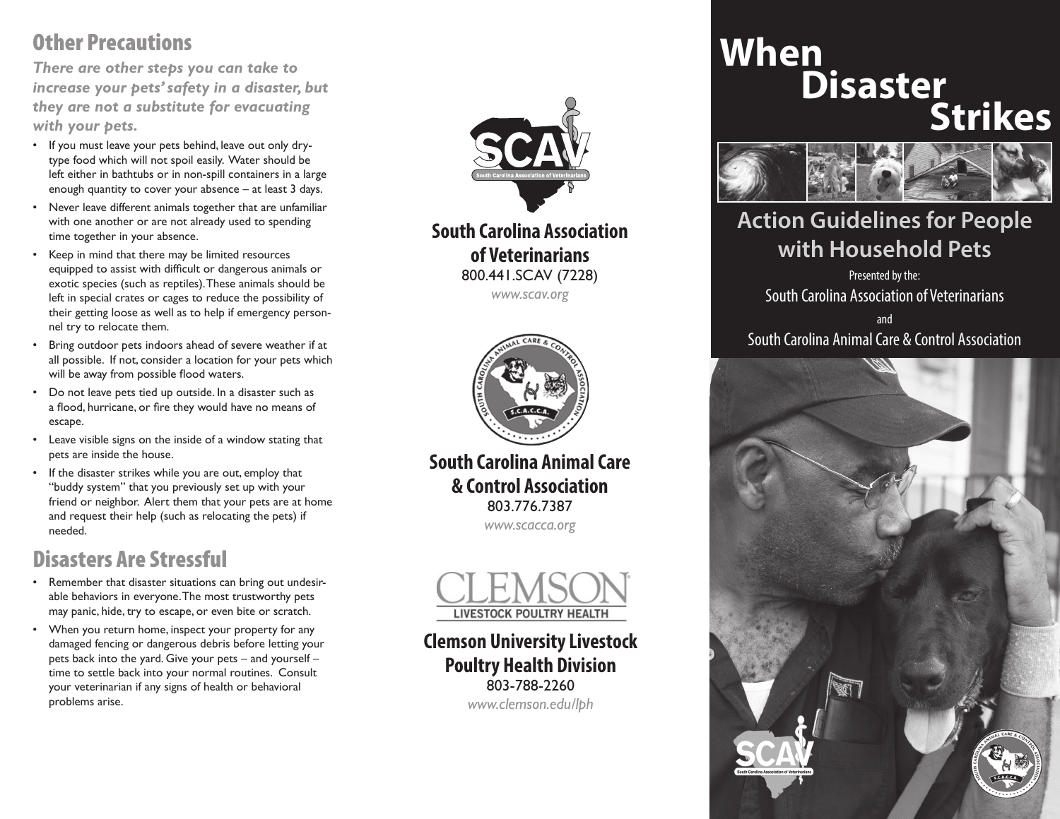## Other Precautions

***There are other steps you can take to increase your pets' safety in a disaster, but they are not a substitute for evacuating with your pets.***

- If you must leave your pets behind, leave out only dry-type food which will not spoil easily. Water should be left either in bathtubs or in non-spill containers in a large enough quantity to cover your absence – at least 3 days.
- Never leave different animals together that are unfamiliar with one another or are not already used to spending time together in your absence.
- Keep in mind that there may be limited resources equipped to assist with difficult or dangerous animals or exotic species (such as reptiles). These animals should be left in special crates or cages to reduce the possibility of their getting loose as well as to help if emergency personnel try to relocate them.
- Bring outdoor pets indoors ahead of severe weather if at all possible. If not, consider a location for your pets which will be away from possible flood waters.
- Do not leave pets tied up outside. In a disaster such as a flood, hurricane, or fire they would have no means of escape.
- Leave visible signs on the inside of a window stating that pets are inside the house.
- If the disaster strikes while you are out, employ that "buddy system" that you previously set up with your friend or neighbor. Alert them that your pets are at home and request their help (such as relocating the pets) if needed.

## Disasters Are Stressful

- Remember that disaster situations can bring out undesirable behaviors in everyone. The most trustworthy pets may panic, hide, try to escape, or even bite or scratch.
- When you return home, inspect your property for any damaged fencing or dangerous debris before letting your pets back into the yard. Give your pets – and yourself – time to settle back into your normal routines. Consult your veterinarian if any signs of health or behavioral problems arise.

SCAV
South Carolina Association of Veterinarians

**South Carolina Association of Veterinarians**
800.441.SCAV (7228)
*www.scav.org*

South Carolina Animal Care & Control Association
S.C.A.C.C.A.

**South Carolina Animal Care & Control Association**
803.776.7387
*www.scacca.org*

CLEMSON
LIVESTOCK POULTRY HEALTH

**Clemson University Livestock Poultry Health Division**
803-788-2260
*www.clemson.edu/lph*

# When Disaster Strikes

## Action Guidelines for People with Household Pets

Presented by the:

South Carolina Association of Veterinarians

and

South Carolina Animal Care & Control Association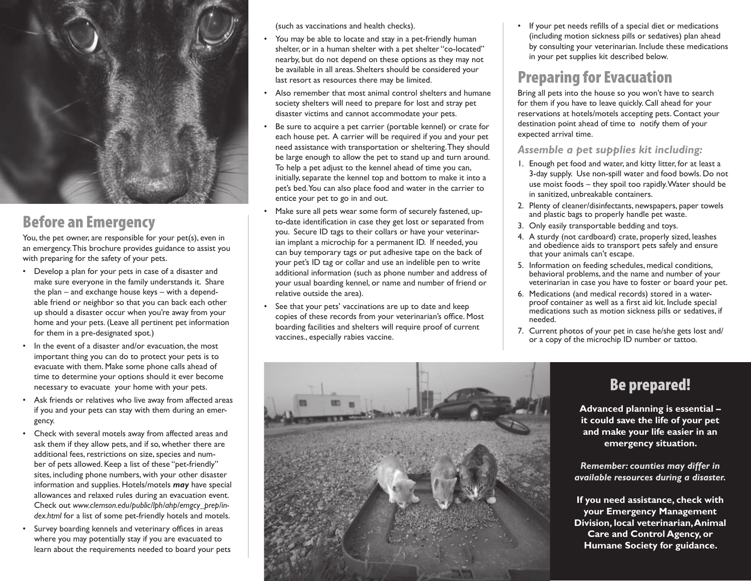## Before an Emergency

You, the pet owner, are responsible for your pet(s), even in an emergency. This brochure provides guidance to assist you with preparing for the safety of your pets.

- Develop a plan for your pets in case of a disaster and make sure everyone in the family understands it. Share the plan – and exchange house keys – with a dependable friend or neighbor so that you can back each other up should a disaster occur when you're away from your home and your pets. (Leave all pertinent pet information for them in a pre-designated spot.)
- In the event of a disaster and/or evacuation, the most important thing you can do to protect your pets is to evacuate with them. Make some phone calls ahead of time to determine your options should it ever become necessary to evacuate your home with your pets.
- Ask friends or relatives who live away from affected areas if you and your pets can stay with them during an emergency.
- Check with several motels away from affected areas and ask them if they allow pets, and if so, whether there are additional fees, restrictions on size, species and number of pets allowed. Keep a list of these "pet-friendly" sites, including phone numbers, with your other disaster information and supplies. Hotels/motels ***may*** have special allowances and relaxed rules during an evacuation event. Check out *www.clemson.edu/public/lph/ahp/emgcy_prep/index.html* for a list of some pet-friendly hotels and motels.
- Survey boarding kennels and veterinary offices in areas where you may potentially stay if you are evacuated to learn about the requirements needed to board your pets (such as vaccinations and health checks).
- You may be able to locate and stay in a pet-friendly human shelter, or in a human shelter with a pet shelter "co-located" nearby, but do not depend on these options as they may not be available in all areas. Shelters should be considered your last resort as resources there may be limited.
- Also remember that most animal control shelters and humane society shelters will need to prepare for lost and stray pet disaster victims and cannot accommodate your pets.
- Be sure to acquire a pet carrier (portable kennel) or crate for each house pet. A carrier will be required if you and your pet need assistance with transportation or sheltering. They should be large enough to allow the pet to stand up and turn around. To help a pet adjust to the kennel ahead of time you can, initially, separate the kennel top and bottom to make it into a pet's bed. You can also place food and water in the carrier to entice your pet to go in and out.
- Make sure all pets wear some form of securely fastened, up-to-date identification in case they get lost or separated from you. Secure ID tags to their collars or have your veterinarian implant a microchip for a permanent ID. If needed, you can buy temporary tags or put adhesive tape on the back of your pet's ID tag or collar and use an indelible pen to write additional information (such as phone number and address of your usual boarding kennel, or name and number of friend or relative outside the area).
- See that your pets' vaccinations are up to date and keep copies of these records from your veterinarian's office. Most boarding facilities and shelters will require proof of current vaccines., especially rabies vaccine.
- If your pet needs refills of a special diet or medications (including motion sickness pills or sedatives) plan ahead by consulting your veterinarian. Include these medications in your pet supplies kit described below.

## Preparing for Evacuation

Bring all pets into the house so you won't have to search for them if you have to leave quickly. Call ahead for your reservations at hotels/motels accepting pets. Contact your destination point ahead of time to notify them of your expected arrival time.

### *Assemble a pet supplies kit including:*

1. Enough pet food and water, and kitty litter, for at least a 3-day supply. Use non-spill water and food bowls. Do not use moist foods – they spoil too rapidly. Water should be in sanitized, unbreakable containers.
2. Plenty of cleaner/disinfectants, newspapers, paper towels and plastic bags to properly handle pet waste.
3. Only easily transportable bedding and toys.
4. A sturdy (not cardboard) crate, properly sized, leashes and obedience aids to transport pets safely and ensure that your animals can't escape.
5. Information on feeding schedules, medical conditions, behavioral problems, and the name and number of your veterinarian in case you have to foster or board your pet.
6. Medications (and medical records) stored in a water-proof container as well as a first aid kit. Include special medications such as motion sickness pills or sedatives, if needed.
7. Current photos of your pet in case he/she gets lost and/or a copy of the microchip ID number or tattoo.

## Be prepared!

**Advanced planning is essential – it could save the life of your pet and make your life easier in an emergency situation.**

***Remember: counties may differ in available resources during a disaster.***

**If you need assistance, check with your Emergency Management Division, local veterinarian, Animal Care and Control Agency, or Humane Society for guidance.**